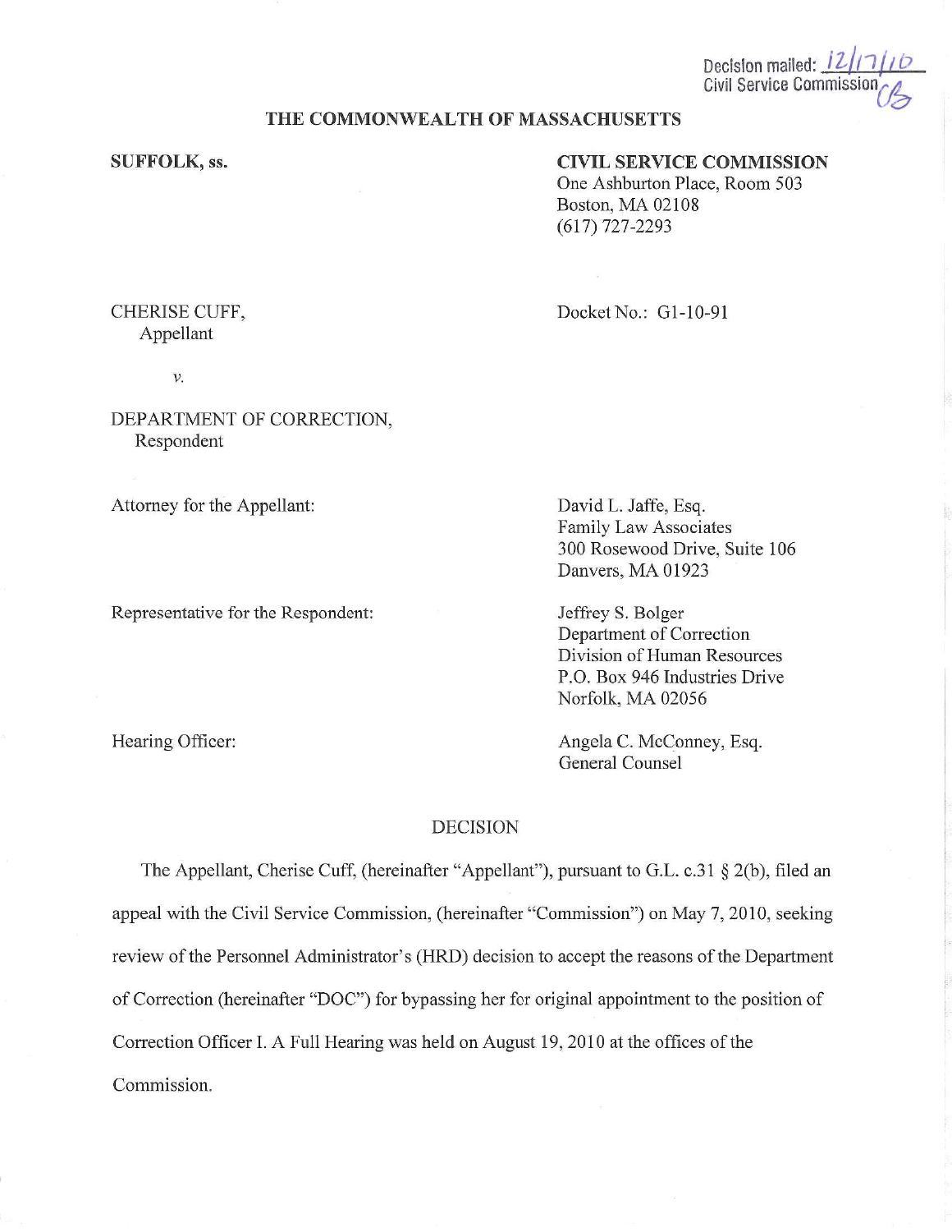Decision mailed: 12/17/10
Civil Service Commission CB

**THE COMMONWEALTH OF MASSACHUSETTS**

**SUFFOLK, ss.**

**CIVIL SERVICE COMMISSION**
One Ashburton Place, Room 503
Boston, MA 02108
(617) 727-2293

CHERISE CUFF,
Appellant

*v.*

DEPARTMENT OF CORRECTION,
Respondent

Docket No.: G1-10-91

Attorney for the Appellant:

David L. Jaffe, Esq.
Family Law Associates
300 Rosewood Drive, Suite 106
Danvers, MA 01923

Representative for the Respondent:

Jeffrey S. Bolger
Department of Correction
Division of Human Resources
P.O. Box 946 Industries Drive
Norfolk, MA 02056

Hearing Officer:

Angela C. McConney, Esq.
General Counsel

DECISION

The Appellant, Cherise Cuff, (hereinafter "Appellant"), pursuant to G.L. c.31 § 2(b), filed an appeal with the Civil Service Commission, (hereinafter "Commission") on May 7, 2010, seeking review of the Personnel Administrator's (HRD) decision to accept the reasons of the Department of Correction (hereinafter "DOC") for bypassing her for original appointment to the position of Correction Officer I. A Full Hearing was held on August 19, 2010 at the offices of the Commission.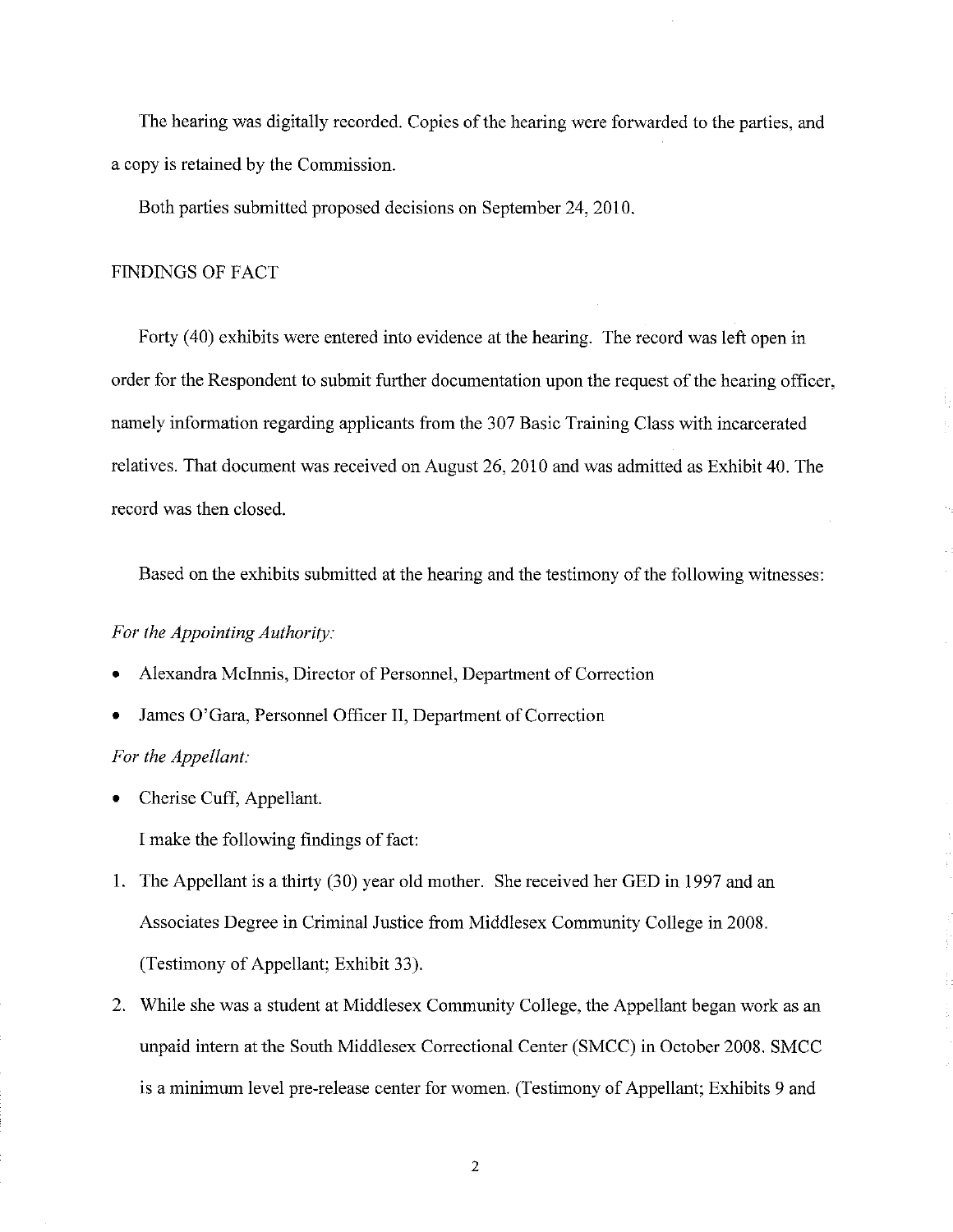The hearing was digitally recorded. Copies of the hearing were forwarded to the parties, and a copy is retained by the Commission.

Both parties submitted proposed decisions on September 24, 2010.

## FINDINGS OF FACT

Forty (40) exhibits were entered into evidence at the hearing. The record was left open in order for the Respondent to submit further documentation upon the request of the hearing officer, namely information regarding applicants from the 307 Basic Training Class with incarcerated relatives. That document was received on August 26, 2010 and was admitted as Exhibit 40. The record was then closed.

Based on the exhibits submitted at the hearing and the testimony of the following witnesses:

*For the Appointing Authority:*

- Alexandra McInnis, Director of Personnel, Department of Correction
- James O'Gara, Personnel Officer II, Department of Correction

*For the Appellant:*

- Cherise Cuff, Appellant.

I make the following findings of fact:

1. The Appellant is a thirty (30) year old mother. She received her GED in 1997 and an Associates Degree in Criminal Justice from Middlesex Community College in 2008. (Testimony of Appellant; Exhibit 33).
2. While she was a student at Middlesex Community College, the Appellant began work as an unpaid intern at the South Middlesex Correctional Center (SMCC) in October 2008. SMCC is a minimum level pre-release center for women. (Testimony of Appellant; Exhibits 9 and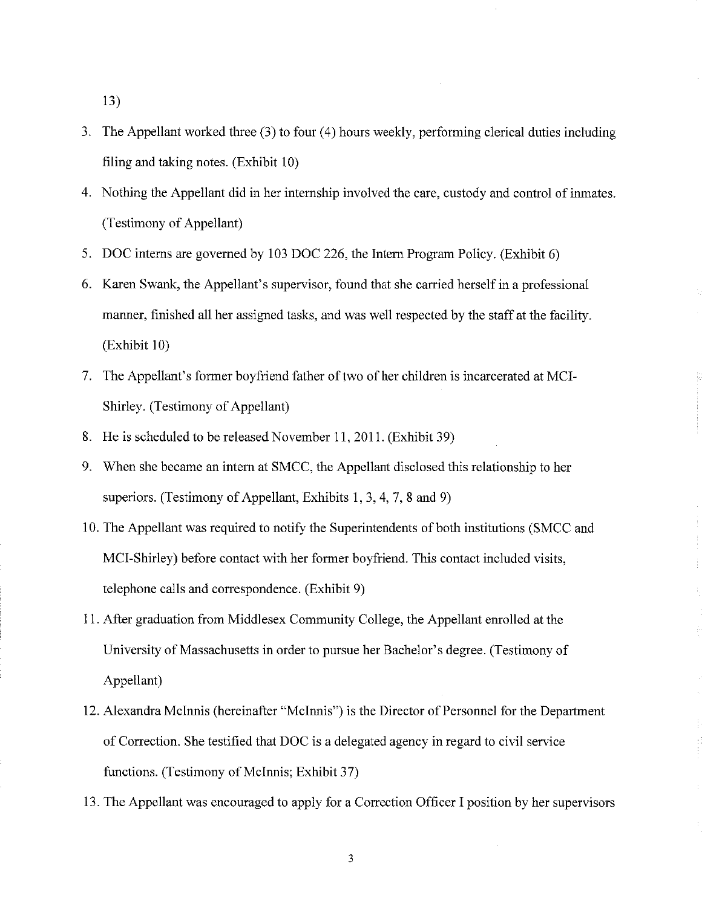13)

3. The Appellant worked three (3) to four (4) hours weekly, performing clerical duties including filing and taking notes. (Exhibit 10)
4. Nothing the Appellant did in her internship involved the care, custody and control of inmates. (Testimony of Appellant)
5. DOC interns are governed by 103 DOC 226, the Intern Program Policy. (Exhibit 6)
6. Karen Swank, the Appellant's supervisor, found that she carried herself in a professional manner, finished all her assigned tasks, and was well respected by the staff at the facility. (Exhibit 10)
7. The Appellant's former boyfriend father of two of her children is incarcerated at MCI-Shirley. (Testimony of Appellant)
8. He is scheduled to be released November 11, 2011. (Exhibit 39)
9. When she became an intern at SMCC, the Appellant disclosed this relationship to her superiors. (Testimony of Appellant, Exhibits 1, 3, 4, 7, 8 and 9)
10. The Appellant was required to notify the Superintendents of both institutions (SMCC and MCI-Shirley) before contact with her former boyfriend. This contact included visits, telephone calls and correspondence. (Exhibit 9)
11. After graduation from Middlesex Community College, the Appellant enrolled at the University of Massachusetts in order to pursue her Bachelor's degree. (Testimony of Appellant)
12. Alexandra McInnis (hereinafter "McInnis") is the Director of Personnel for the Department of Correction. She testified that DOC is a delegated agency in regard to civil service functions. (Testimony of McInnis; Exhibit 37)
13. The Appellant was encouraged to apply for a Correction Officer I position by her supervisors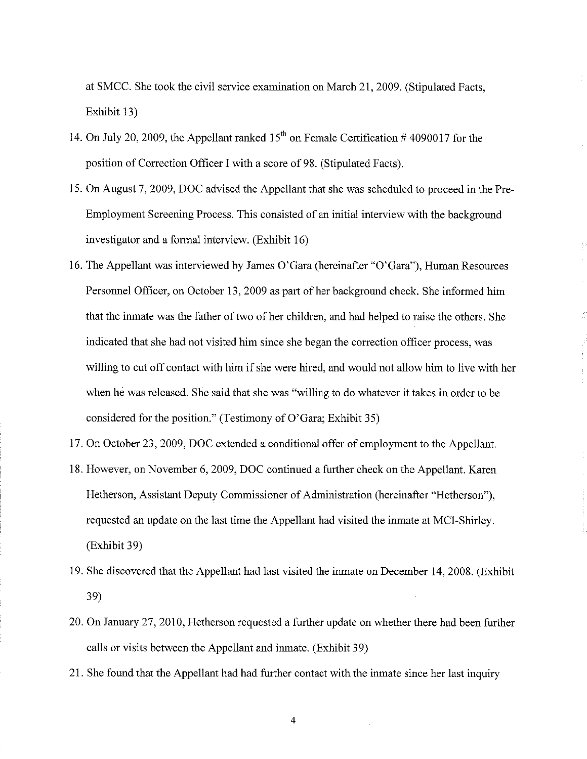at SMCC. She took the civil service examination on March 21, 2009. (Stipulated Facts, Exhibit 13)

14. On July 20, 2009, the Appellant ranked 15th on Female Certification # 4090017 for the position of Correction Officer I with a score of 98. (Stipulated Facts).
15. On August 7, 2009, DOC advised the Appellant that she was scheduled to proceed in the Pre-Employment Screening Process. This consisted of an initial interview with the background investigator and a formal interview. (Exhibit 16)
16. The Appellant was interviewed by James O'Gara (hereinafter "O'Gara"), Human Resources Personnel Officer, on October 13, 2009 as part of her background check. She informed him that the inmate was the father of two of her children, and had helped to raise the others. She indicated that she had not visited him since she began the correction officer process, was willing to cut off contact with him if she were hired, and would not allow him to live with her when he was released. She said that she was "willing to do whatever it takes in order to be considered for the position." (Testimony of O'Gara; Exhibit 35)
17. On October 23, 2009, DOC extended a conditional offer of employment to the Appellant.
18. However, on November 6, 2009, DOC continued a further check on the Appellant. Karen Hetherson, Assistant Deputy Commissioner of Administration (hereinafter "Hetherson"), requested an update on the last time the Appellant had visited the inmate at MCI-Shirley. (Exhibit 39)
19. She discovered that the Appellant had last visited the inmate on December 14, 2008. (Exhibit 39)
20. On January 27, 2010, Hetherson requested a further update on whether there had been further calls or visits between the Appellant and inmate. (Exhibit 39)
21. She found that the Appellant had had further contact with the inmate since her last inquiry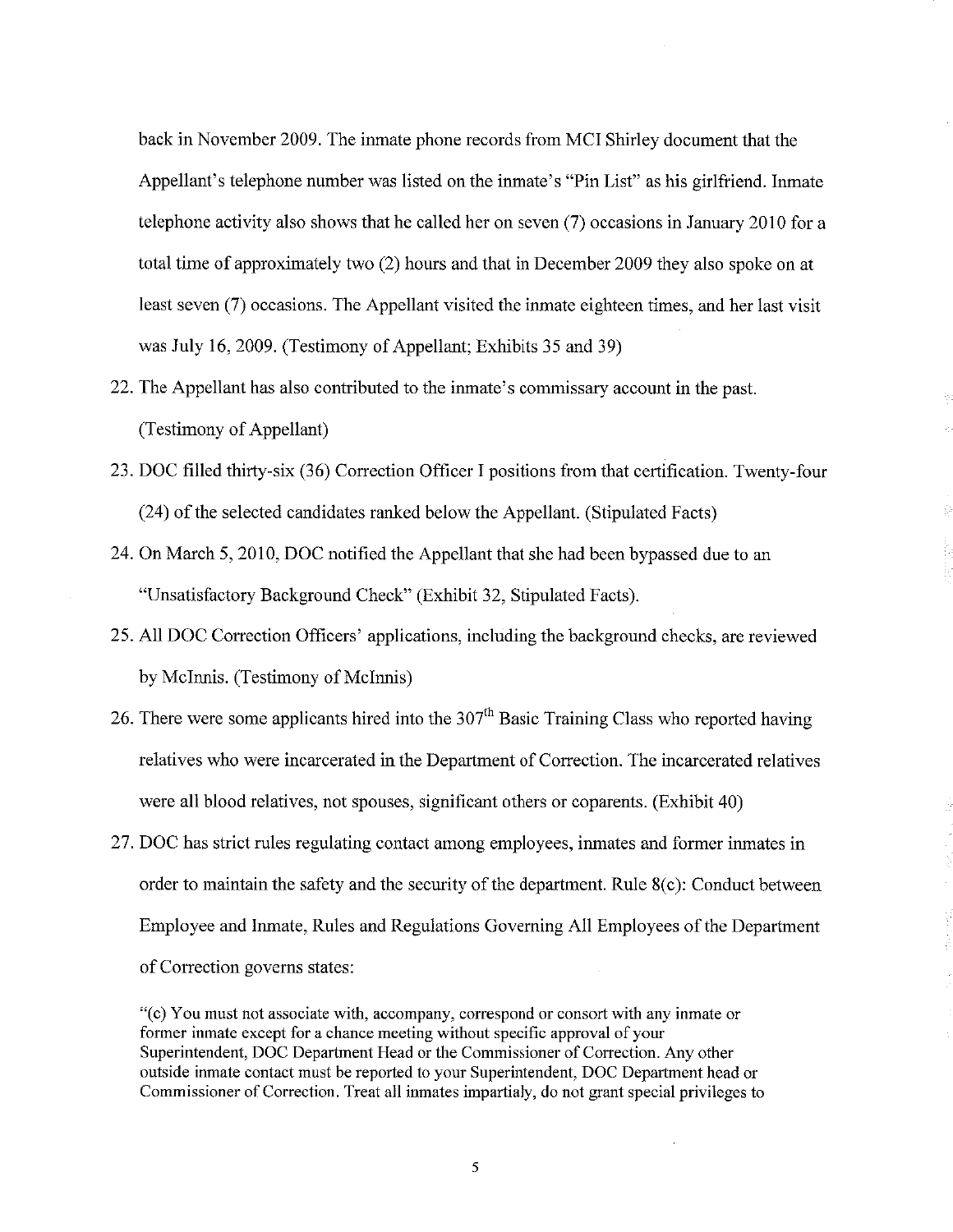back in November 2009. The inmate phone records from MCI Shirley document that the Appellant's telephone number was listed on the inmate's "Pin List" as his girlfriend. Inmate telephone activity also shows that he called her on seven (7) occasions in January 2010 for a total time of approximately two (2) hours and that in December 2009 they also spoke on at least seven (7) occasions. The Appellant visited the inmate eighteen times, and her last visit was July 16, 2009. (Testimony of Appellant; Exhibits 35 and 39)

22. The Appellant has also contributed to the inmate's commissary account in the past. (Testimony of Appellant)

23. DOC filled thirty-six (36) Correction Officer I positions from that certification. Twenty-four (24) of the selected candidates ranked below the Appellant. (Stipulated Facts)

24. On March 5, 2010, DOC notified the Appellant that she had been bypassed due to an "Unsatisfactory Background Check" (Exhibit 32, Stipulated Facts).

25. All DOC Correction Officers' applications, including the background checks, are reviewed by McInnis. (Testimony of McInnis)

26. There were some applicants hired into the 307th Basic Training Class who reported having relatives who were incarcerated in the Department of Correction. The incarcerated relatives were all blood relatives, not spouses, significant others or coparents. (Exhibit 40)

27. DOC has strict rules regulating contact among employees, inmates and former inmates in order to maintain the safety and the security of the department. Rule 8(c): Conduct between Employee and Inmate, Rules and Regulations Governing All Employees of the Department of Correction governs states:

> "(c) You must not associate with, accompany, correspond or consort with any inmate or former inmate except for a chance meeting without specific approval of your Superintendent, DOC Department Head or the Commissioner of Correction. Any other outside inmate contact must be reported to your Superintendent, DOC Department head or Commissioner of Correction. Treat all inmates impartialy, do not grant special privileges to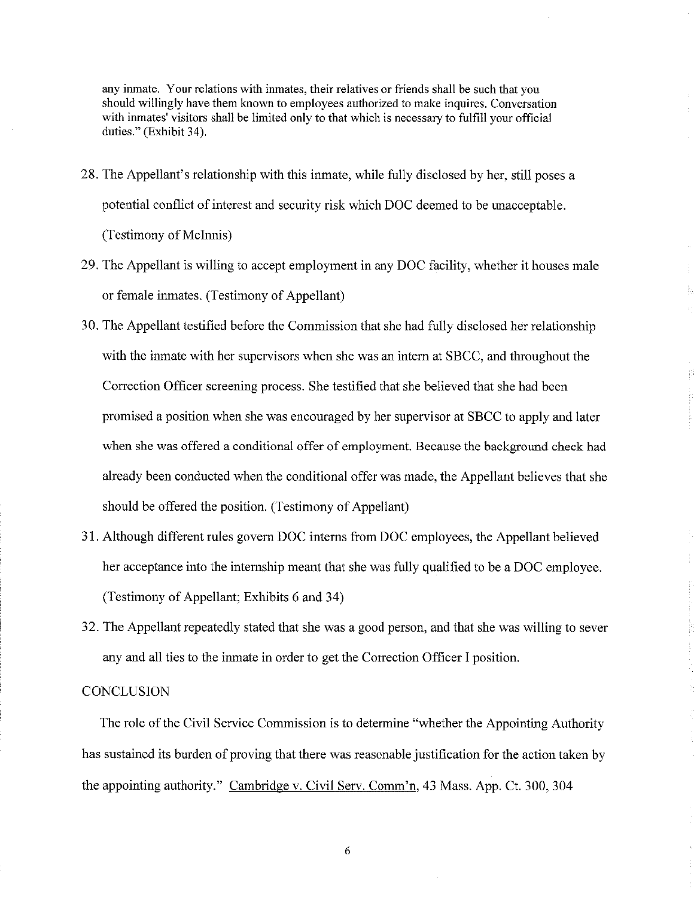any inmate. Your relations with inmates, their relatives or friends shall be such that you should willingly have them known to employees authorized to make inquires. Conversation with inmates' visitors shall be limited only to that which is necessary to fulfill your official duties." (Exhibit 34).

28. The Appellant's relationship with this inmate, while fully disclosed by her, still poses a potential conflict of interest and security risk which DOC deemed to be unacceptable. (Testimony of McInnis)

29. The Appellant is willing to accept employment in any DOC facility, whether it houses male or female inmates. (Testimony of Appellant)

30. The Appellant testified before the Commission that she had fully disclosed her relationship with the inmate with her supervisors when she was an intern at SBCC, and throughout the Correction Officer screening process. She testified that she believed that she had been promised a position when she was encouraged by her supervisor at SBCC to apply and later when she was offered a conditional offer of employment. Because the background check had already been conducted when the conditional offer was made, the Appellant believes that she should be offered the position. (Testimony of Appellant)

31. Although different rules govern DOC interns from DOC employees, the Appellant believed her acceptance into the internship meant that she was fully qualified to be a DOC employee. (Testimony of Appellant; Exhibits 6 and 34)

32. The Appellant repeatedly stated that she was a good person, and that she was willing to sever any and all ties to the inmate in order to get the Correction Officer I position.

CONCLUSION

The role of the Civil Service Commission is to determine "whether the Appointing Authority has sustained its burden of proving that there was reasonable justification for the action taken by the appointing authority." Cambridge v. Civil Serv. Comm'n, 43 Mass. App. Ct. 300, 304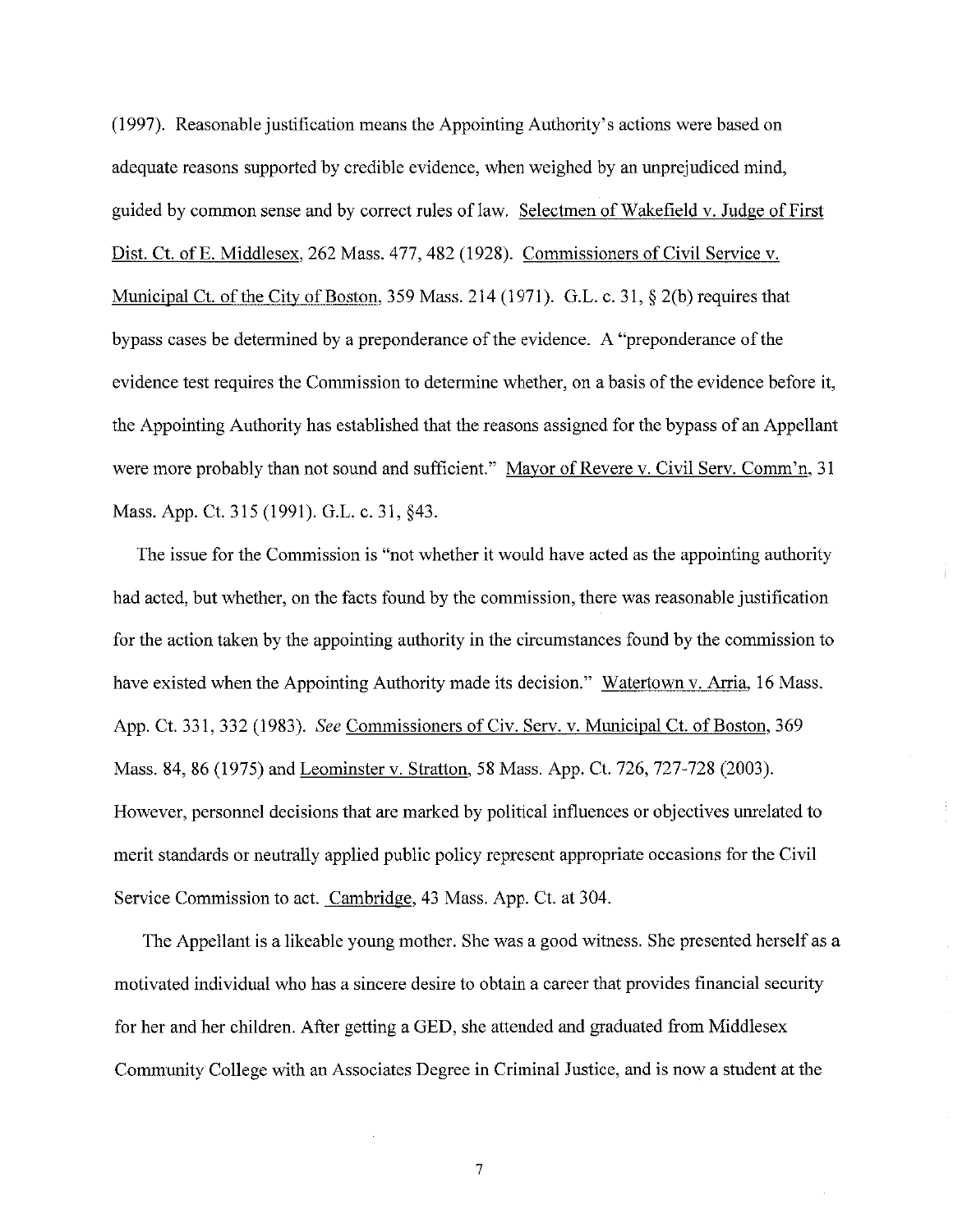(1997). Reasonable justification means the Appointing Authority's actions were based on adequate reasons supported by credible evidence, when weighed by an unprejudiced mind, guided by common sense and by correct rules of law. Selectmen of Wakefield v. Judge of First Dist. Ct. of E. Middlesex, 262 Mass. 477, 482 (1928). Commissioners of Civil Service v. Municipal Ct. of the City of Boston, 359 Mass. 214 (1971). G.L. c. 31, § 2(b) requires that bypass cases be determined by a preponderance of the evidence. A "preponderance of the evidence test requires the Commission to determine whether, on a basis of the evidence before it, the Appointing Authority has established that the reasons assigned for the bypass of an Appellant were more probably than not sound and sufficient." Mayor of Revere v. Civil Serv. Comm'n, 31 Mass. App. Ct. 315 (1991). G.L. c. 31, §43.

The issue for the Commission is "not whether it would have acted as the appointing authority had acted, but whether, on the facts found by the commission, there was reasonable justification for the action taken by the appointing authority in the circumstances found by the commission to have existed when the Appointing Authority made its decision." Watertown v. Arria, 16 Mass. App. Ct. 331, 332 (1983). *See* Commissioners of Civ. Serv. v. Municipal Ct. of Boston, 369 Mass. 84, 86 (1975) and Leominster v. Stratton, 58 Mass. App. Ct. 726, 727-728 (2003). However, personnel decisions that are marked by political influences or objectives unrelated to merit standards or neutrally applied public policy represent appropriate occasions for the Civil Service Commission to act. Cambridge, 43 Mass. App. Ct. at 304.

The Appellant is a likeable young mother. She was a good witness. She presented herself as a motivated individual who has a sincere desire to obtain a career that provides financial security for her and her children. After getting a GED, she attended and graduated from Middlesex Community College with an Associates Degree in Criminal Justice, and is now a student at the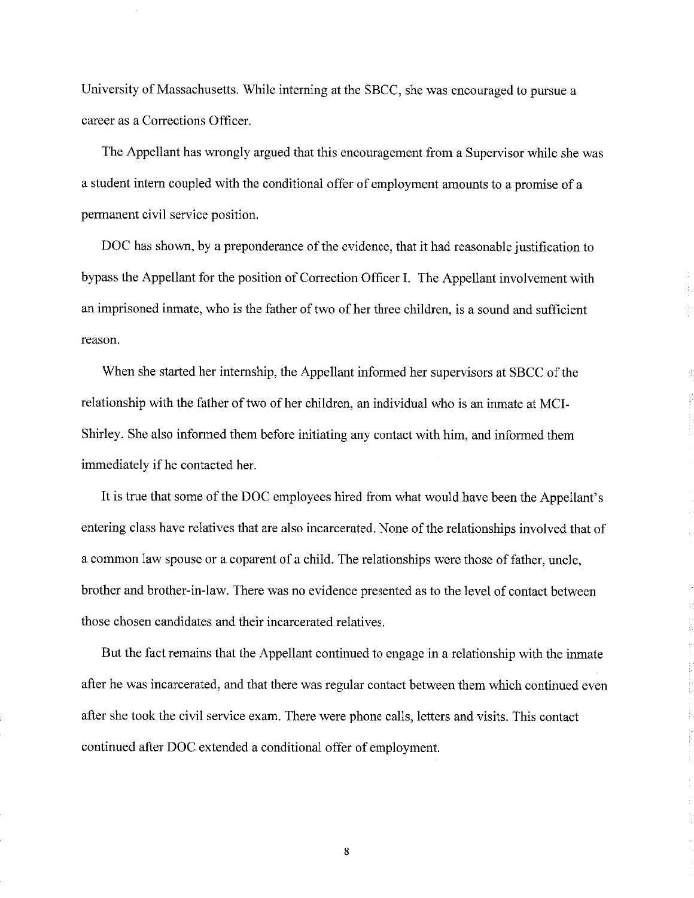University of Massachusetts. While interning at the SBCC, she was encouraged to pursue a career as a Corrections Officer.

The Appellant has wrongly argued that this encouragement from a Supervisor while she was a student intern coupled with the conditional offer of employment amounts to a promise of a permanent civil service position.

DOC has shown, by a preponderance of the evidence, that it had reasonable justification to bypass the Appellant for the position of Correction Officer I. The Appellant involvement with an imprisoned inmate, who is the father of two of her three children, is a sound and sufficient reason.

When she started her internship, the Appellant informed her supervisors at SBCC of the relationship with the father of two of her children, an individual who is an inmate at MCI-Shirley. She also informed them before initiating any contact with him, and informed them immediately if he contacted her.

It is true that some of the DOC employees hired from what would have been the Appellant's entering class have relatives that are also incarcerated. None of the relationships involved that of a common law spouse or a coparent of a child. The relationships were those of father, uncle, brother and brother-in-law. There was no evidence presented as to the level of contact between those chosen candidates and their incarcerated relatives.

But the fact remains that the Appellant continued to engage in a relationship with the inmate after he was incarcerated, and that there was regular contact between them which continued even after she took the civil service exam. There were phone calls, letters and visits. This contact continued after DOC extended a conditional offer of employment.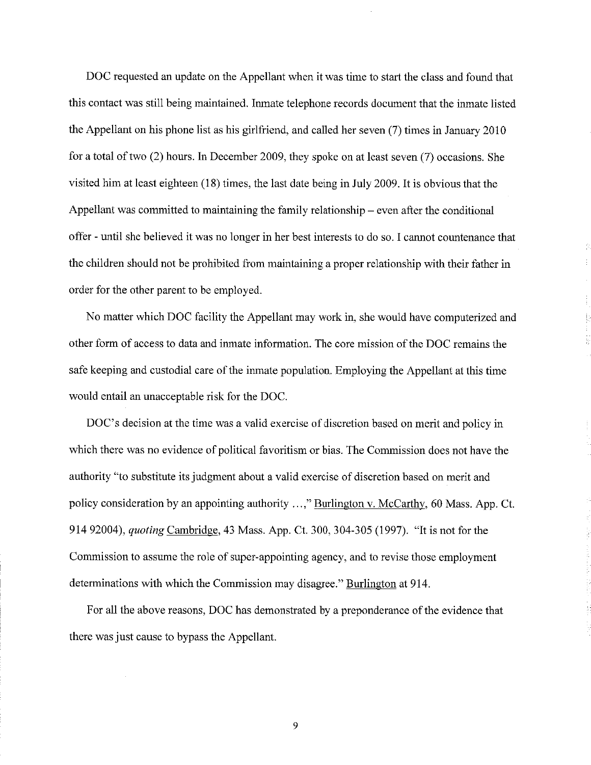DOC requested an update on the Appellant when it was time to start the class and found that this contact was still being maintained. Inmate telephone records document that the inmate listed the Appellant on his phone list as his girlfriend, and called her seven (7) times in January 2010 for a total of two (2) hours. In December 2009, they spoke on at least seven (7) occasions. She visited him at least eighteen (18) times, the last date being in July 2009. It is obvious that the Appellant was committed to maintaining the family relationship – even after the conditional offer - until she believed it was no longer in her best interests to do so. I cannot countenance that the children should not be prohibited from maintaining a proper relationship with their father in order for the other parent to be employed.

No matter which DOC facility the Appellant may work in, she would have computerized and other form of access to data and inmate information. The core mission of the DOC remains the safe keeping and custodial care of the inmate population. Employing the Appellant at this time would entail an unacceptable risk for the DOC.

DOC's decision at the time was a valid exercise of discretion based on merit and policy in which there was no evidence of political favoritism or bias. The Commission does not have the authority "to substitute its judgment about a valid exercise of discretion based on merit and policy consideration by an appointing authority …," Burlington v. McCarthy, 60 Mass. App. Ct. 914 92004), *quoting* Cambridge, 43 Mass. App. Ct. 300, 304-305 (1997). "It is not for the Commission to assume the role of super-appointing agency, and to revise those employment determinations with which the Commission may disagree." Burlington at 914.

For all the above reasons, DOC has demonstrated by a preponderance of the evidence that there was just cause to bypass the Appellant.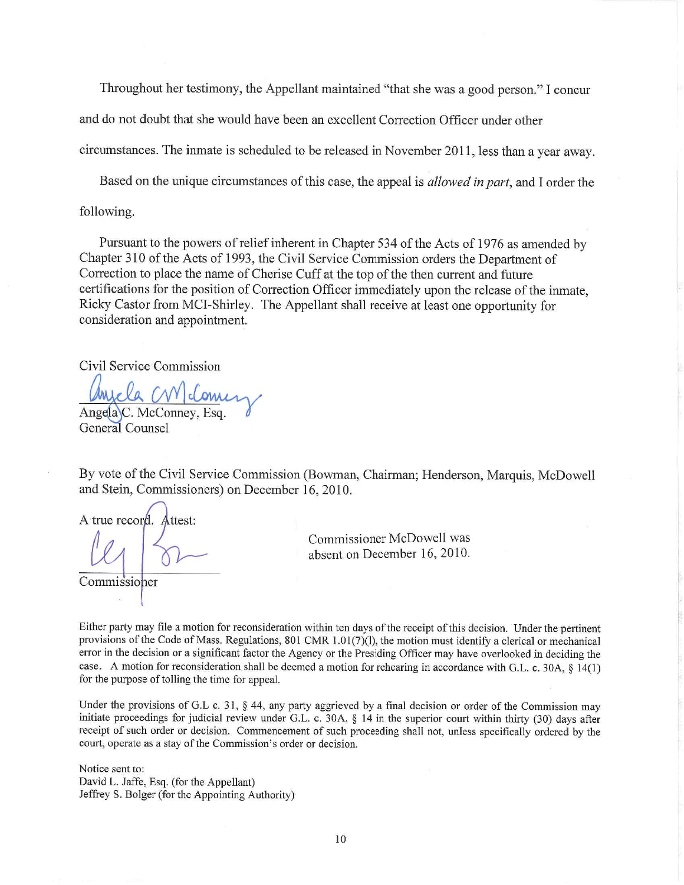Throughout her testimony, the Appellant maintained "that she was a good person." I concur and do not doubt that she would have been an excellent Correction Officer under other circumstances. The inmate is scheduled to be released in November 2011, less than a year away.

Based on the unique circumstances of this case, the appeal is *allowed in part*, and I order the following.

Pursuant to the powers of relief inherent in Chapter 534 of the Acts of 1976 as amended by Chapter 310 of the Acts of 1993, the Civil Service Commission orders the Department of Correction to place the name of Cherise Cuff at the top of the then current and future certifications for the position of Correction Officer immediately upon the release of the inmate, Ricky Castor from MCI-Shirley. The Appellant shall receive at least one opportunity for consideration and appointment.

Civil Service Commission

Angela C. McConney, Esq.
General Counsel

By vote of the Civil Service Commission (Bowman, Chairman; Henderson, Marquis, McDowell and Stein, Commissioners) on December 16, 2010.

A true record. Attest:

Commissioner

Commissioner McDowell was absent on December 16, 2010.

Either party may file a motion for reconsideration within ten days of the receipt of this decision. Under the pertinent provisions of the Code of Mass. Regulations, 801 CMR 1.01(7)(l), the motion must identify a clerical or mechanical error in the decision or a significant factor the Agency or the Presiding Officer may have overlooked in deciding the case. A motion for reconsideration shall be deemed a motion for rehearing in accordance with G.L. c. 30A, § 14(1) for the purpose of tolling the time for appeal.

Under the provisions of G.L c. 31, § 44, any party aggrieved by a final decision or order of the Commission may initiate proceedings for judicial review under G.L. c. 30A, § 14 in the superior court within thirty (30) days after receipt of such order or decision. Commencement of such proceeding shall not, unless specifically ordered by the court, operate as a stay of the Commission's order or decision.

Notice sent to:
David L. Jaffe, Esq. (for the Appellant)
Jeffrey S. Bolger (for the Appointing Authority)